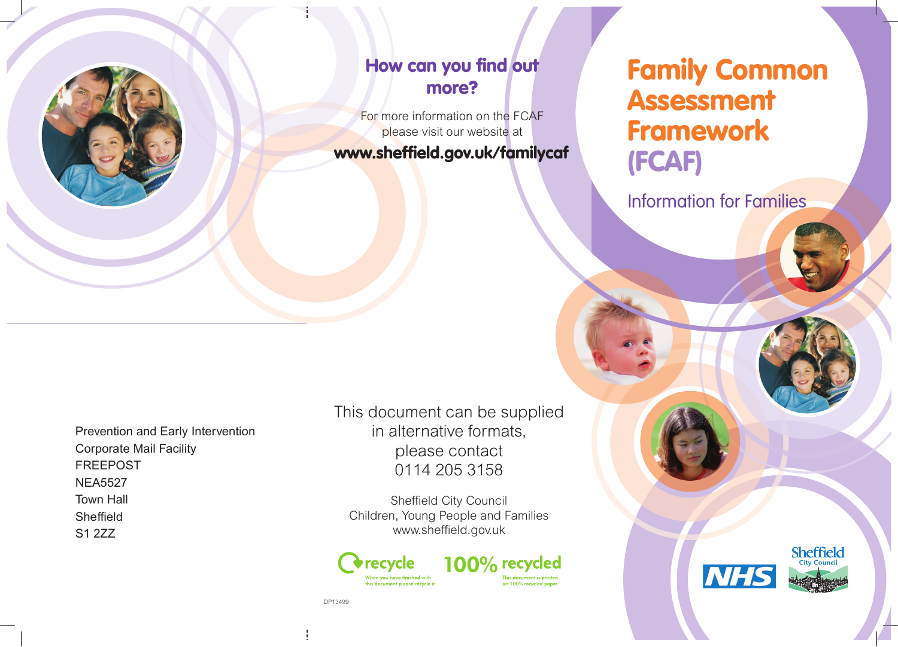# Family Common Assessment Framework (FCAF)

Information for Families

## How can you find out more?

For more information on the FCAF please visit our website at

**www.sheffield.gov.uk/familycaf**

This document can be supplied in alternative formats, please contact 0114 205 3158

Sheffield City Council
Children, Young People and Families
www.sheffield.gov.uk

Prevention and Early Intervention
Corporate Mail Facility
FREEPOST
NEA5527
Town Hall
Sheffield
S1 2ZZ

recycle — When you have finished with this document please recycle it

100% recycled — This document is printed on 100% recycled paper

DP13499

NHS

Sheffield City Council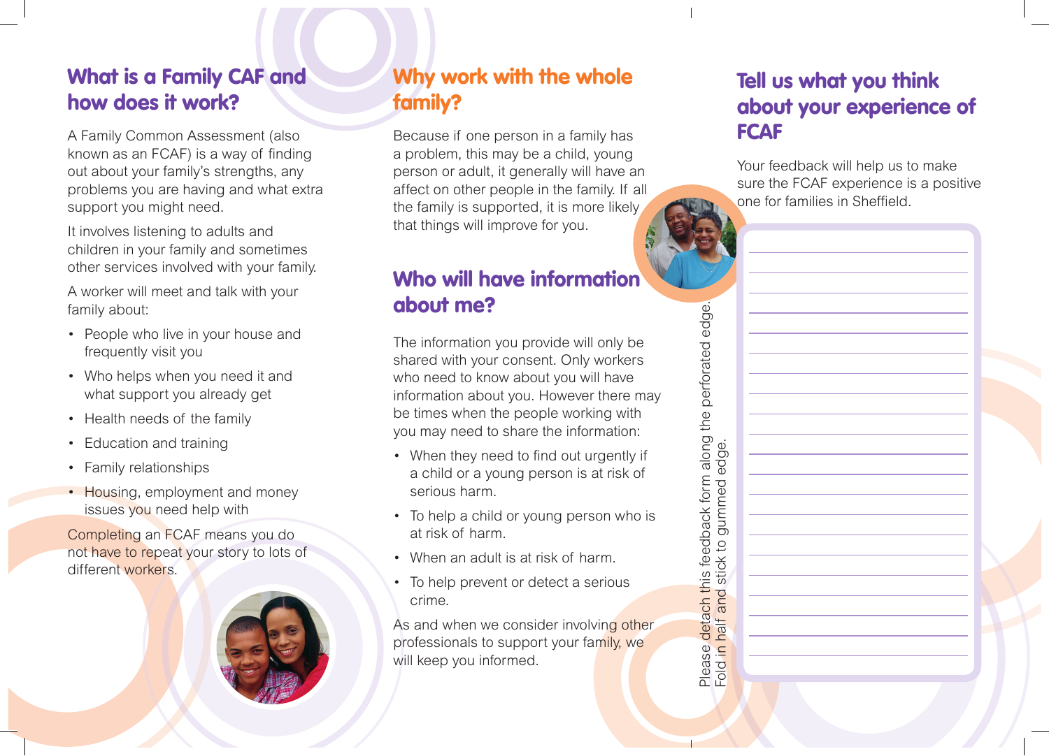## What is a Family CAF and how does it work?

A Family Common Assessment (also known as an FCAF) is a way of finding out about your family's strengths, any problems you are having and what extra support you might need.

It involves listening to adults and children in your family and sometimes other services involved with your family.

A worker will meet and talk with your family about:

- People who live in your house and frequently visit you
- Who helps when you need it and what support you already get
- Health needs of the family
- Education and training
- Family relationships
- Housing, employment and money issues you need help with

Completing an FCAF means you do not have to repeat your story to lots of different workers.

## Why work with the whole family?

Because if one person in a family has a problem, this may be a child, young person or adult, it generally will have an affect on other people in the family. If all the family is supported, it is more likely that things will improve for you.

## Who will have information about me?

The information you provide will only be shared with your consent. Only workers who need to know about you will have information about you. However there may be times when the people working with you may need to share the information:

- When they need to find out urgently if a child or a young person is at risk of serious harm.
- To help a child or young person who is at risk of harm.
- When an adult is at risk of harm.
- To help prevent or detect a serious crime.

As and when we consider involving other professionals to support your family, we will keep you informed.

Please detach this feedback form along the perforated edge.
Fold in half and stick to gummed edge.

## Tell us what you think about your experience of FCAF

Your feedback will help us to make sure the FCAF experience is a positive one for families in Sheffield.